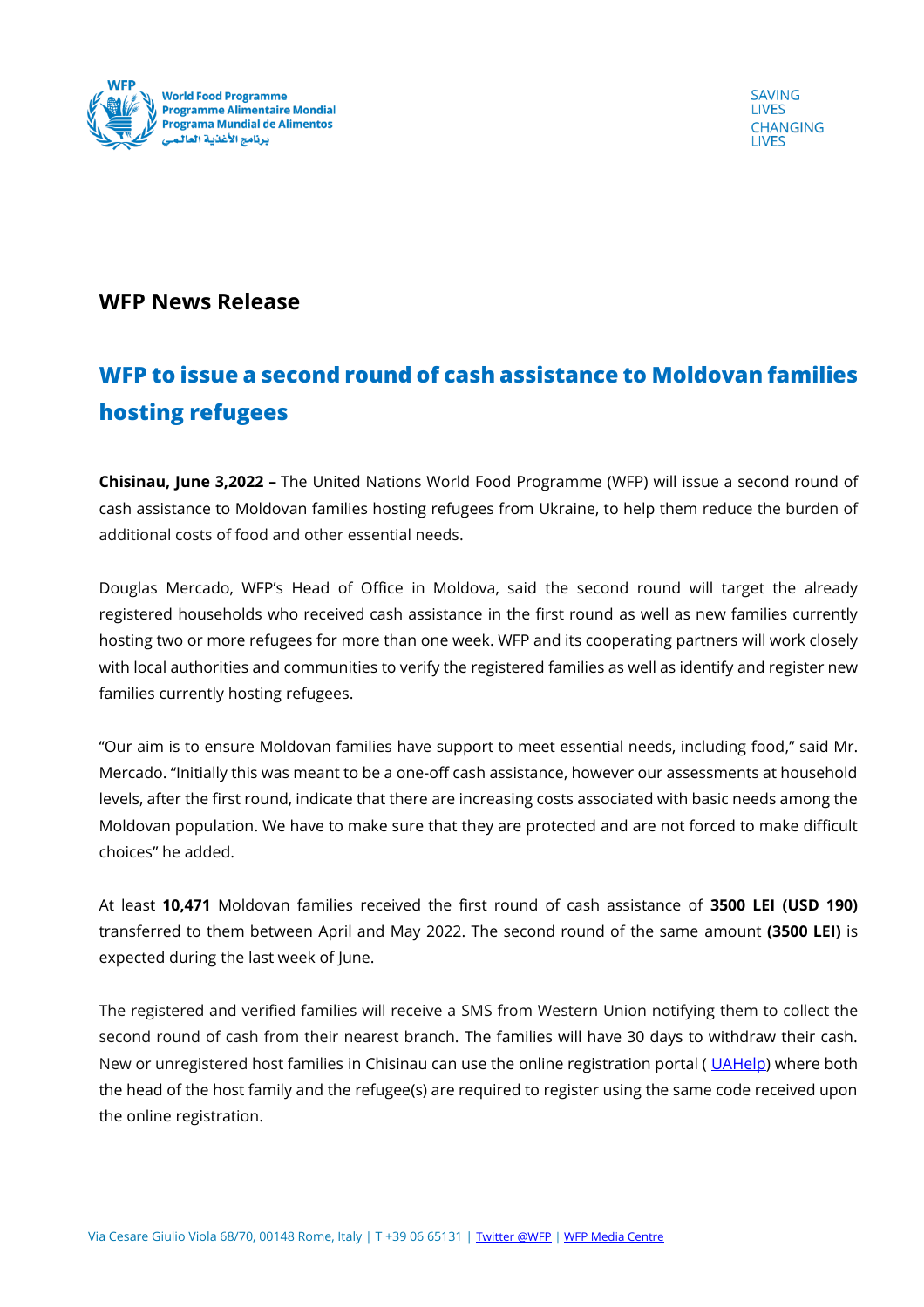**WFP News Release**

# WFP to issue a second round of cash assistance to Moldovan families hosting refugees

**Chisinau, June 3,2022 –** The United Nations World Food Programme (WFP) will issue a second round of cash assistance to Moldovan families hosting refugees from Ukraine, to help them reduce the burden of additional costs of food and other essential needs.

Douglas Mercado, WFP's Head of Office in Moldova, said the second round will target the already registered households who received cash assistance in the first round as well as new families currently hosting two or more refugees for more than one week. WFP and its cooperating partners will work closely with local authorities and communities to verify the registered families as well as identify and register new families currently hosting refugees.

"Our aim is to ensure Moldovan families have support to meet essential needs, including food," said Mr. Mercado. "Initially this was meant to be a one-off cash assistance, however our assessments at household levels, after the first round, indicate that there are increasing costs associated with basic needs among the Moldovan population. We have to make sure that they are protected and are not forced to make difficult choices" he added.

At least **10,471** Moldovan families received the first round of cash assistance of **3500 LEI (USD 190)** transferred to them between April and May 2022. The second round of the same amount **(3500 LEI)** is expected during the last week of June.

The registered and verified families will receive a SMS from Western Union notifying them to collect the second round of cash from their nearest branch. The families will have 30 days to withdraw their cash. New or unregistered host families in Chisinau can use the online registration portal ( [UAHelp](UAHelp)) where both the head of the host family and the refugee(s) are required to register using the same code received upon the online registration.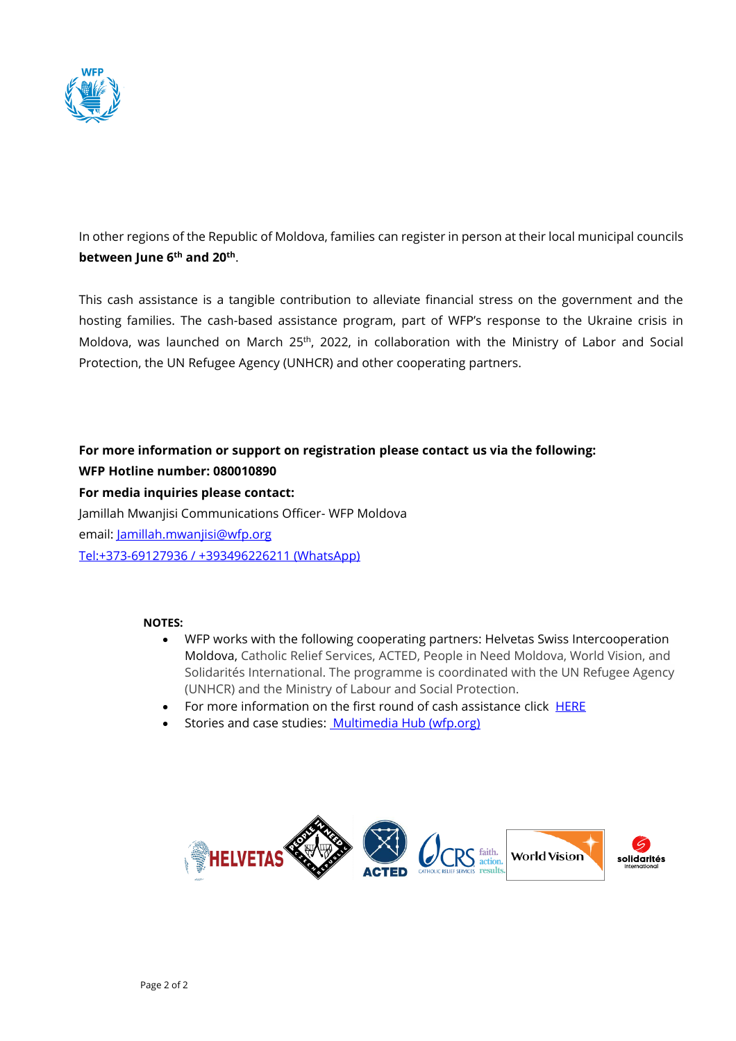In other regions of the Republic of Moldova, families can register in person at their local municipal councils **between June 6th and 20th**.

This cash assistance is a tangible contribution to alleviate financial stress on the government and the hosting families. The cash-based assistance program, part of WFP's response to the Ukraine crisis in Moldova, was launched on March 25th, 2022, in collaboration with the Ministry of Labor and Social Protection, the UN Refugee Agency (UNHCR) and other cooperating partners.

**For more information or support on registration please contact us via the following:**
**WFP Hotline number: 080010890**
**For media inquiries please contact:**
Jamillah Mwanjisi Communications Officer- WFP Moldova
email: Jamillah.mwanjisi@wfp.org
Tel:+373-69127936 / +393496226211 (WhatsApp)

**NOTES:**

- WFP works with the following cooperating partners: Helvetas Swiss Intercooperation Moldova, Catholic Relief Services, ACTED, People in Need Moldova, World Vision, and Solidarités International. The programme is coordinated with the UN Refugee Agency (UNHCR) and the Ministry of Labour and Social Protection.
- For more information on the first round of cash assistance click HERE
- Stories and case studies: Multimedia Hub (wfp.org)